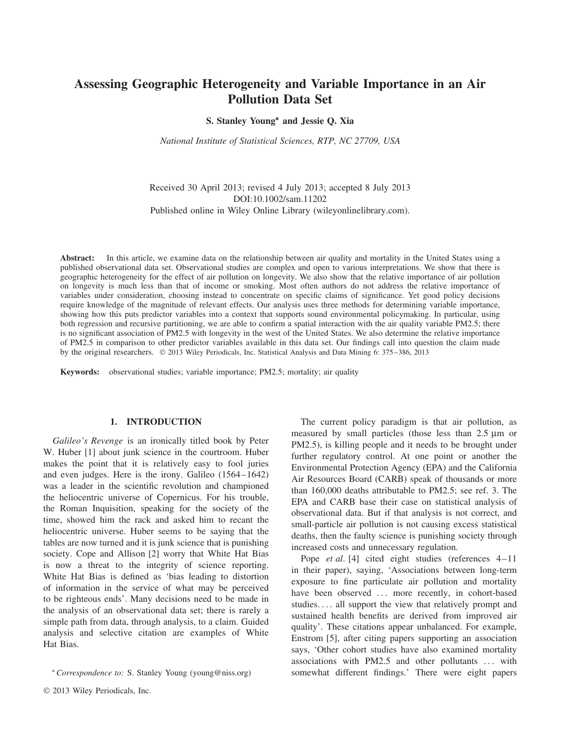# Assessing Geographic Heterogeneity and Variable Importance in an Air Pollution Data Set

**S. Stanley Young\* and Jessie Q. Xia**

*National Institute of Statistical Sciences, RTP, NC 27709, USA*

Received 30 April 2013; revised 4 July 2013; accepted 8 July 2013
DOI:10.1002/sam.11202
Published online in Wiley Online Library (wileyonlinelibrary.com).

**Abstract:** In this article, we examine data on the relationship between air quality and mortality in the United States using a published observational data set. Observational studies are complex and open to various interpretations. We show that there is geographic heterogeneity for the effect of air pollution on longevity. We also show that the relative importance of air pollution on longevity is much less than that of income or smoking. Most often authors do not address the relative importance of variables under consideration, choosing instead to concentrate on specific claims of significance. Yet good policy decisions require knowledge of the magnitude of relevant effects. Our analysis uses three methods for determining variable importance, showing how this puts predictor variables into a context that supports sound environmental policymaking. In particular, using both regression and recursive partitioning, we are able to confirm a spatial interaction with the air quality variable PM2.5; there is no significant association of PM2.5 with longevity in the west of the United States. We also determine the relative importance of PM2.5 in comparison to other predictor variables available in this data set. Our findings call into question the claim made by the original researchers. © 2013 Wiley Periodicals, Inc. Statistical Analysis and Data Mining 6: 375–386, 2013

**Keywords:** observational studies; variable importance; PM2.5; mortality; air quality

## 1. INTRODUCTION

*Galileo's Revenge* is an ironically titled book by Peter W. Huber [1] about junk science in the courtroom. Huber makes the point that it is relatively easy to fool juries and even judges. Here is the irony. Galileo (1564–1642) was a leader in the scientific revolution and championed the heliocentric universe of Copernicus. For his trouble, the Roman Inquisition, speaking for the society of the time, showed him the rack and asked him to recant the heliocentric universe. Huber seems to be saying that the tables are now turned and it is junk science that is punishing society. Cope and Allison [2] worry that White Hat Bias is now a threat to the integrity of science reporting. White Hat Bias is defined as 'bias leading to distortion of information in the service of what may be perceived to be righteous ends'. Many decisions need to be made in the analysis of an observational data set; there is rarely a simple path from data, through analysis, to a claim. Guided analysis and selective citation are examples of White Hat Bias.

The current policy paradigm is that air pollution, as measured by small particles (those less than 2.5 μm or PM2.5), is killing people and it needs to be brought under further regulatory control. At one point or another the Environmental Protection Agency (EPA) and the California Air Resources Board (CARB) speak of thousands or more than 160,000 deaths attributable to PM2.5; see ref. 3. The EPA and CARB base their case on statistical analysis of observational data. But if that analysis is not correct, and small-particle air pollution is not causing excess statistical deaths, then the faulty science is punishing society through increased costs and unnecessary regulation.

Pope *et al*. [4] cited eight studies (references 4–11 in their paper), saying, 'Associations between long-term exposure to fine particulate air pollution and mortality have been observed ... more recently, in cohort-based studies.... all support the view that relatively prompt and sustained health benefits are derived from improved air quality'. These citations appear unbalanced. For example, Enstrom [5], after citing papers supporting an association says, 'Other cohort studies have also examined mortality associations with PM2.5 and other pollutants ... with somewhat different findings.' There were eight papers

\* *Correspondence to:* S. Stanley Young (young@niss.org)

© 2013 Wiley Periodicals, Inc.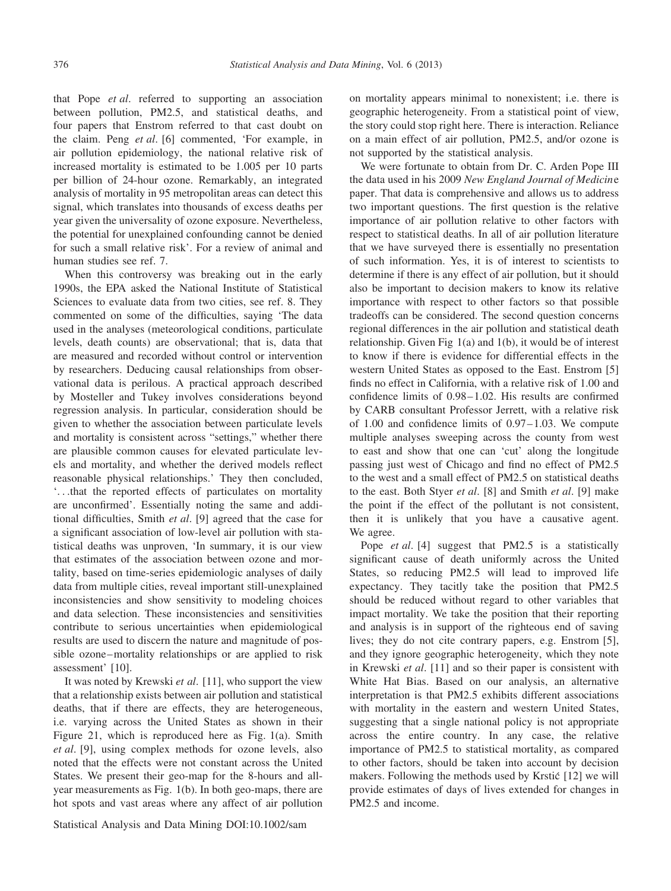that Pope *et al*. referred to supporting an association between pollution, PM2.5, and statistical deaths, and four papers that Enstrom referred to that cast doubt on the claim. Peng *et al*. [6] commented, 'For example, in air pollution epidemiology, the national relative risk of increased mortality is estimated to be 1.005 per 10 parts per billion of 24-hour ozone. Remarkably, an integrated analysis of mortality in 95 metropolitan areas can detect this signal, which translates into thousands of excess deaths per year given the universality of ozone exposure. Nevertheless, the potential for unexplained confounding cannot be denied for such a small relative risk'. For a review of animal and human studies see ref. 7.

When this controversy was breaking out in the early 1990s, the EPA asked the National Institute of Statistical Sciences to evaluate data from two cities, see ref. 8. They commented on some of the difficulties, saying 'The data used in the analyses (meteorological conditions, particulate levels, death counts) are observational; that is, data that are measured and recorded without control or intervention by researchers. Deducing causal relationships from observational data is perilous. A practical approach described by Mosteller and Tukey involves considerations beyond regression analysis. In particular, consideration should be given to whether the association between particulate levels and mortality is consistent across "settings," whether there are plausible common causes for elevated particulate levels and mortality, and whether the derived models reflect reasonable physical relationships.' They then concluded, '...that the reported effects of particulates on mortality are unconfirmed'. Essentially noting the same and additional difficulties, Smith *et al*. [9] agreed that the case for a significant association of low-level air pollution with statistical deaths was unproven, 'In summary, it is our view that estimates of the association between ozone and mortality, based on time-series epidemiologic analyses of daily data from multiple cities, reveal important still-unexplained inconsistencies and show sensitivity to modeling choices and data selection. These inconsistencies and sensitivities contribute to serious uncertainties when epidemiological results are used to discern the nature and magnitude of possible ozone–mortality relationships or are applied to risk assessment' [10].

It was noted by Krewski *et al*. [11], who support the view that a relationship exists between air pollution and statistical deaths, that if there are effects, they are heterogeneous, i.e. varying across the United States as shown in their Figure 21, which is reproduced here as Fig. 1(a). Smith *et al*. [9], using complex methods for ozone levels, also noted that the effects were not constant across the United States. We present their geo-map for the 8-hours and all-year measurements as Fig. 1(b). In both geo-maps, there are hot spots and vast areas where any affect of air pollution on mortality appears minimal to nonexistent; i.e. there is geographic heterogeneity. From a statistical point of view, the story could stop right here. There is interaction. Reliance on a main effect of air pollution, PM2.5, and/or ozone is not supported by the statistical analysis.

We were fortunate to obtain from Dr. C. Arden Pope III the data used in his 2009 *New England Journal of Medicine* paper. That data is comprehensive and allows us to address two important questions. The first question is the relative importance of air pollution relative to other factors with respect to statistical deaths. In all of air pollution literature that we have surveyed there is essentially no presentation of such information. Yes, it is of interest to scientists to determine if there is any effect of air pollution, but it should also be important to decision makers to know its relative importance with respect to other factors so that possible tradeoffs can be considered. The second question concerns regional differences in the air pollution and statistical death relationship. Given Fig 1(a) and 1(b), it would be of interest to know if there is evidence for differential effects in the western United States as opposed to the East. Enstrom [5] finds no effect in California, with a relative risk of 1.00 and confidence limits of 0.98–1.02. His results are confirmed by CARB consultant Professor Jerrett, with a relative risk of 1.00 and confidence limits of 0.97–1.03. We compute multiple analyses sweeping across the county from west to east and show that one can 'cut' along the longitude passing just west of Chicago and find no effect of PM2.5 to the west and a small effect of PM2.5 on statistical deaths to the east. Both Styer *et al*. [8] and Smith *et al*. [9] make the point if the effect of the pollutant is not consistent, then it is unlikely that you have a causative agent. We agree.

Pope *et al*. [4] suggest that PM2.5 is a statistically significant cause of death uniformly across the United States, so reducing PM2.5 will lead to improved life expectancy. They tacitly take the position that PM2.5 should be reduced without regard to other variables that impact mortality. We take the position that their reporting and analysis is in support of the righteous end of saving lives; they do not cite contrary papers, e.g. Enstrom [5], and they ignore geographic heterogeneity, which they note in Krewski *et al*. [11] and so their paper is consistent with White Hat Bias. Based on our analysis, an alternative interpretation is that PM2.5 exhibits different associations with mortality in the eastern and western United States, suggesting that a single national policy is not appropriate across the entire country. In any case, the relative importance of PM2.5 to statistical mortality, as compared to other factors, should be taken into account by decision makers. Following the methods used by Krstić [12] we will provide estimates of days of lives extended for changes in PM2.5 and income.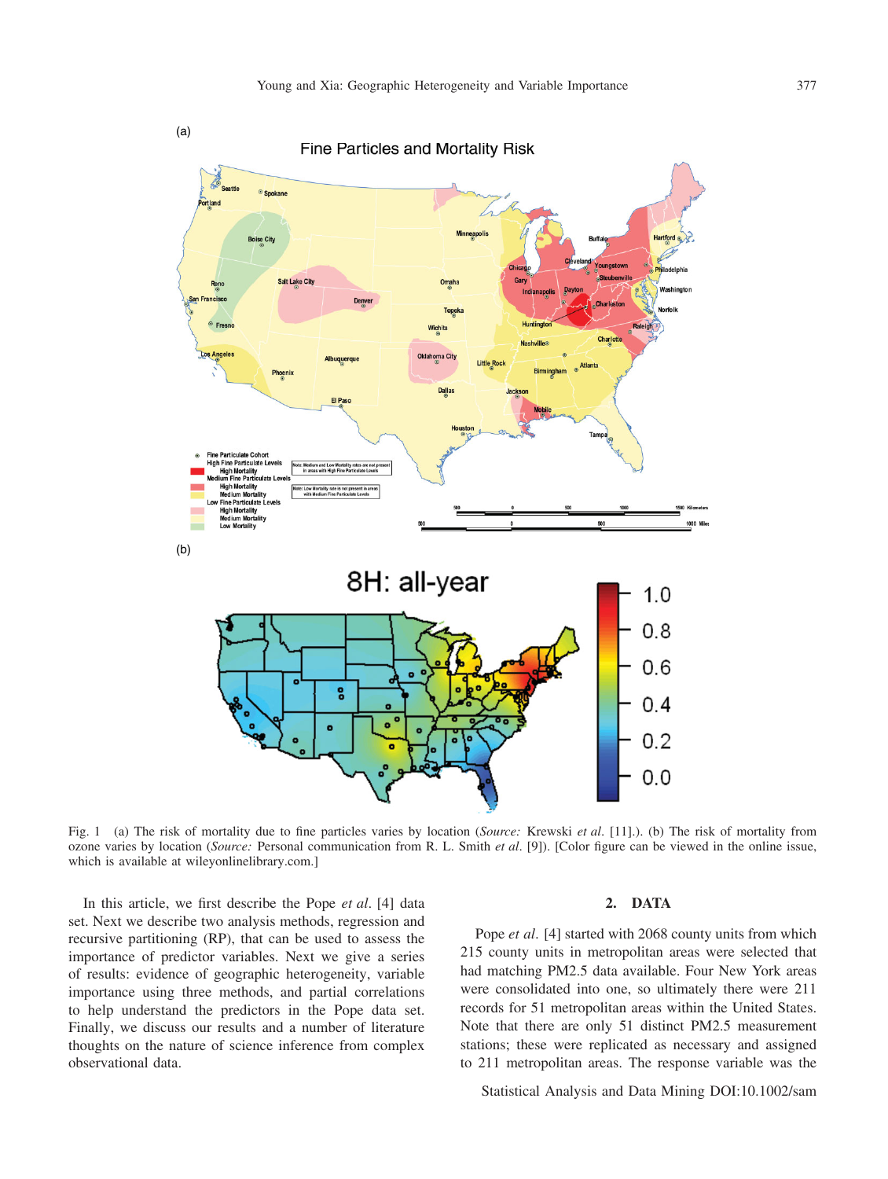Fig. 1 (a) The risk of mortality due to fine particles varies by location (*Source:* Krewski *et al*. [11].). (b) The risk of mortality from ozone varies by location (*Source:* Personal communication from R. L. Smith *et al*. [9]). [Color figure can be viewed in the online issue, which is available at wileyonlinelibrary.com.]

In this article, we first describe the Pope *et al*. [4] data set. Next we describe two analysis methods, regression and recursive partitioning (RP), that can be used to assess the importance of predictor variables. Next we give a series of results: evidence of geographic heterogeneity, variable importance using three methods, and partial correlations to help understand the predictors in the Pope data set. Finally, we discuss our results and a number of literature thoughts on the nature of science inference from complex observational data.

## 2. DATA

Pope *et al*. [4] started with 2068 county units from which 215 county units in metropolitan areas were selected that had matching PM2.5 data available. Four New York areas were consolidated into one, so ultimately there were 211 records for 51 metropolitan areas within the United States. Note that there are only 51 distinct PM2.5 measurement stations; these were replicated as necessary and assigned to 211 metropolitan areas. The response variable was the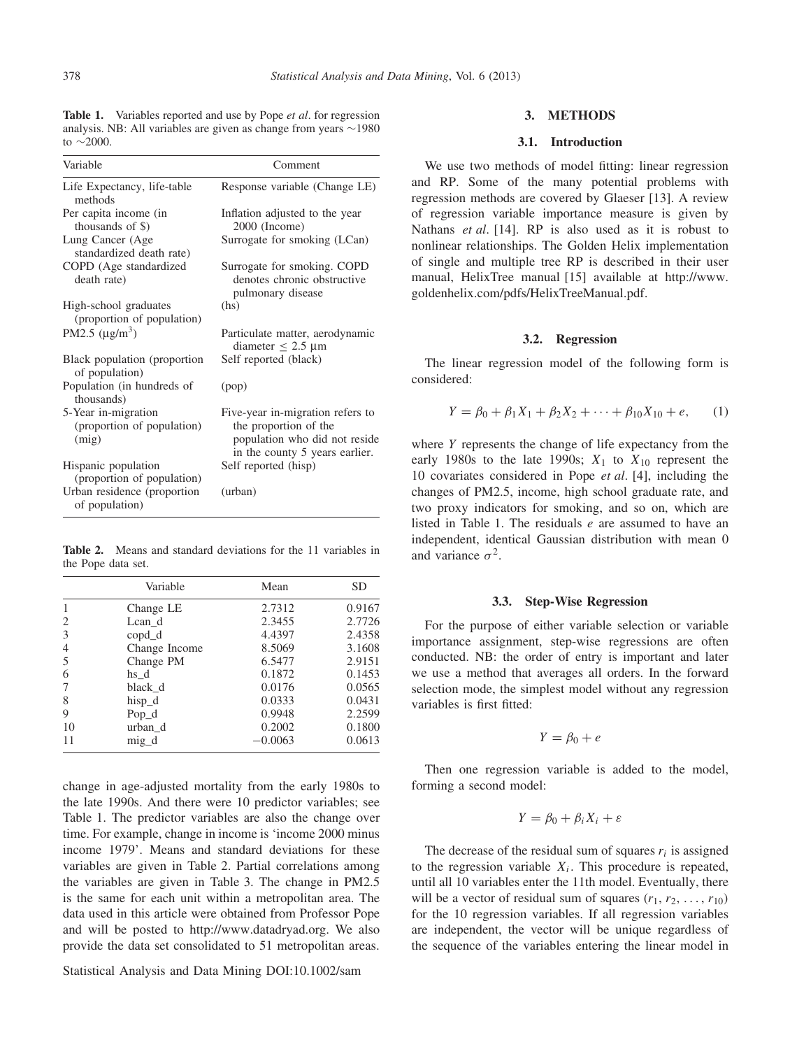**Table 1.** Variables reported and use by Pope *et al*. for regression analysis. NB: All variables are given as change from years ~1980 to ~2000.

| Variable | Comment |
|---|---|
| Life Expectancy, life-table methods | Response variable (Change LE) |
| Per capita income (in thousands of $) | Inflation adjusted to the year 2000 (Income) |
| Lung Cancer (Age standardized death rate) | Surrogate for smoking (LCan) |
| COPD (Age standardized death rate) | Surrogate for smoking. COPD denotes chronic obstructive pulmonary disease |
| High-school graduates (proportion of population) | (hs) |
| PM2.5 ($\mu g/m^3$) | Particulate matter, aerodynamic diameter $\leq 2.5$ μm |
| Black population (proportion of population) | Self reported (black) |
| Population (in hundreds of thousands) | (pop) |
| 5-Year in-migration (proportion of population) (mig) | Five-year in-migration refers to the proportion of the population who did not reside in the county 5 years earlier. |
| Hispanic population (proportion of population) | Self reported (hisp) |
| Urban residence (proportion of population) | (urban) |

**Table 2.** Means and standard deviations for the 11 variables in the Pope data set.

| | Variable | Mean | SD |
|---|---|---|---|
| 1 | Change LE | 2.7312 | 0.9167 |
| 2 | Lcan_d | 2.3455 | 2.7726 |
| 3 | copd_d | 4.4397 | 2.4358 |
| 4 | Change Income | 8.5069 | 3.1608 |
| 5 | Change PM | 6.5477 | 2.9151 |
| 6 | hs_d | 0.1872 | 0.1453 |
| 7 | black_d | 0.0176 | 0.0565 |
| 8 | hisp_d | 0.0333 | 0.0431 |
| 9 | Pop_d | 0.9948 | 2.2599 |
| 10 | urban_d | 0.2002 | 0.1800 |
| 11 | mig_d | −0.0063 | 0.0613 |

change in age-adjusted mortality from the early 1980s to the late 1990s. And there were 10 predictor variables; see Table 1. The predictor variables are also the change over time. For example, change in income is 'income 2000 minus income 1979'. Means and standard deviations for these variables are given in Table 2. Partial correlations among the variables are given in Table 3. The change in PM2.5 is the same for each unit within a metropolitan area. The data used in this article were obtained from Professor Pope and will be posted to http://www.datadryad.org. We also provide the data set consolidated to 51 metropolitan areas.

## 3. METHODS

### 3.1. Introduction

We use two methods of model fitting: linear regression and RP. Some of the many potential problems with regression methods are covered by Glaeser [13]. A review of regression variable importance measure is given by Nathans *et al*. [14]. RP is also used as it is robust to nonlinear relationships. The Golden Helix implementation of single and multiple tree RP is described in their user manual, HelixTree manual [15] available at http://www.goldenhelix.com/pdfs/HelixTreeManual.pdf.

### 3.2. Regression

The linear regression model of the following form is considered:

$$Y = \beta_0 + \beta_1 X_1 + \beta_2 X_2 + \cdots + \beta_{10} X_{10} + e, \qquad (1)$$

where $Y$ represents the change of life expectancy from the early 1980s to the late 1990s; $X_1$ to $X_{10}$ represent the 10 covariates considered in Pope *et al*. [4], including the changes of PM2.5, income, high school graduate rate, and two proxy indicators for smoking, and so on, which are listed in Table 1. The residuals $e$ are assumed to have an independent, identical Gaussian distribution with mean 0 and variance $\sigma^2$.

### 3.3. Step-Wise Regression

For the purpose of either variable selection or variable importance assignment, step-wise regressions are often conducted. NB: the order of entry is important and later we use a method that averages all orders. In the forward selection mode, the simplest model without any regression variables is first fitted:

$$Y = \beta_0 + e$$

Then one regression variable is added to the model, forming a second model:

$$Y = \beta_0 + \beta_i X_i + \varepsilon$$

The decrease of the residual sum of squares $r_i$ is assigned to the regression variable $X_i$. This procedure is repeated, until all 10 variables enter the 11th model. Eventually, there will be a vector of residual sum of squares $(r_1, r_2, \ldots, r_{10})$ for the 10 regression variables. If all regression variables are independent, the vector will be unique regardless of the sequence of the variables entering the linear model in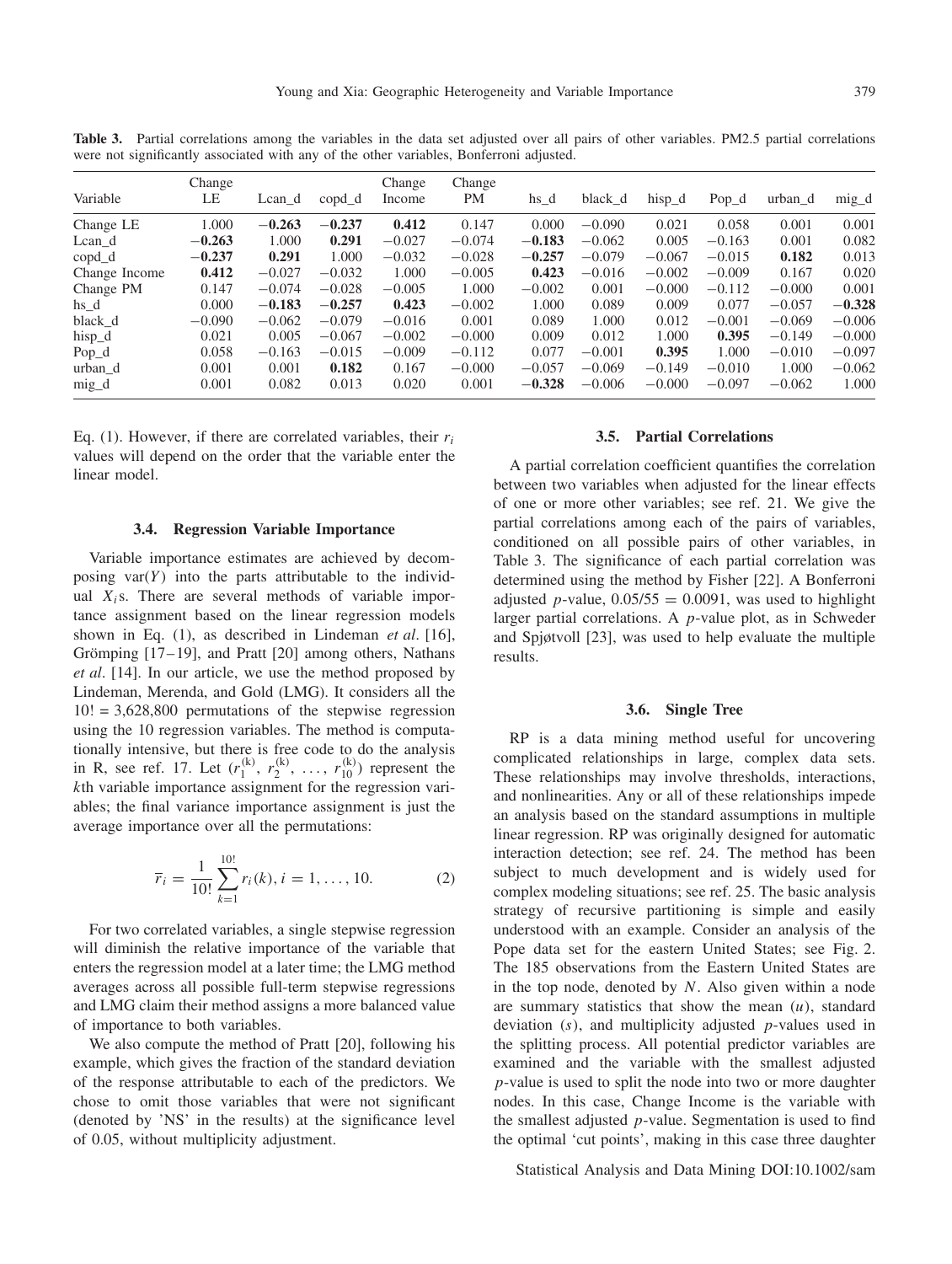**Table 3.** Partial correlations among the variables in the data set adjusted over all pairs of other variables. PM2.5 partial correlations were not significantly associated with any of the other variables, Bonferroni adjusted.

| Variable | Change LE | Lcan_d | copd_d | Change Income | Change PM | hs_d | black_d | hisp_d | Pop_d | urban_d | mig_d |
|---|---|---|---|---|---|---|---|---|---|---|---|
| Change LE | 1.000 | **−0.263** | **−0.237** | **0.412** | 0.147 | 0.000 | −0.090 | 0.021 | 0.058 | 0.001 | 0.001 |
| Lcan_d | **−0.263** | 1.000 | **0.291** | −0.027 | −0.074 | **−0.183** | −0.062 | 0.005 | −0.163 | 0.001 | 0.082 |
| copd_d | **−0.237** | **0.291** | 1.000 | −0.032 | −0.028 | **−0.257** | −0.079 | −0.067 | −0.015 | **0.182** | 0.013 |
| Change Income | **0.412** | −0.027 | −0.032 | 1.000 | −0.005 | **0.423** | −0.016 | −0.002 | −0.009 | 0.167 | 0.020 |
| Change PM | 0.147 | −0.074 | −0.028 | −0.005 | 1.000 | −0.002 | 0.001 | −0.000 | −0.112 | −0.000 | 0.001 |
| hs_d | 0.000 | **−0.183** | **−0.257** | **0.423** | −0.002 | 1.000 | 0.089 | 0.009 | 0.077 | −0.057 | **−0.328** |
| black_d | −0.090 | −0.062 | −0.079 | −0.016 | 0.001 | 0.089 | 1.000 | 0.012 | −0.001 | −0.069 | −0.006 |
| hisp_d | 0.021 | 0.005 | −0.067 | −0.002 | −0.000 | 0.009 | 0.012 | 1.000 | **0.395** | −0.149 | −0.000 |
| Pop_d | 0.058 | −0.163 | −0.015 | −0.009 | −0.112 | 0.077 | −0.001 | **0.395** | 1.000 | −0.010 | −0.097 |
| urban_d | 0.001 | 0.001 | **0.182** | 0.167 | −0.000 | −0.057 | −0.069 | −0.149 | −0.010 | 1.000 | −0.062 |
| mig_d | 0.001 | 0.082 | 0.013 | 0.020 | 0.001 | **−0.328** | −0.006 | −0.000 | −0.097 | −0.062 | 1.000 |

Eq. (1). However, if there are correlated variables, their $r_i$ values will depend on the order that the variable enter the linear model.

### 3.4. Regression Variable Importance

Variable importance estimates are achieved by decomposing $\text{var}(Y)$ into the parts attributable to the individual $X_i$s. There are several methods of variable importance assignment based on the linear regression models shown in Eq. (1), as described in Lindeman *et al*. [16], Grömping [17–19], and Pratt [20] among others, Nathans *et al*. [14]. In our article, we use the method proposed by Lindeman, Merenda, and Gold (LMG). It considers all the $10! = 3{,}628{,}800$ permutations of the stepwise regression using the 10 regression variables. The method is computationally intensive, but there is free code to do the analysis in R, see ref. 17. Let $(r_1^{(k)}, r_2^{(k)}, \ldots, r_{10}^{(k)})$ represent the $k$th variable importance assignment for the regression variables; the final variance importance assignment is just the average importance over all the permutations:

$$\overline{r}_i = \frac{1}{10!}\sum_{k=1}^{10!} r_i(k), i = 1, \ldots, 10. \tag{2}$$

For two correlated variables, a single stepwise regression will diminish the relative importance of the variable that enters the regression model at a later time; the LMG method averages across all possible full-term stepwise regressions and LMG claim their method assigns a more balanced value of importance to both variables.

We also compute the method of Pratt [20], following his example, which gives the fraction of the standard deviation of the response attributable to each of the predictors. We chose to omit those variables that were not significant (denoted by 'NS' in the results) at the significance level of 0.05, without multiplicity adjustment.

### 3.5. Partial Correlations

A partial correlation coefficient quantifies the correlation between two variables when adjusted for the linear effects of one or more other variables; see ref. 21. We give the partial correlations among each of the pairs of variables, conditioned on all possible pairs of other variables, in Table 3. The significance of each partial correlation was determined using the method by Fisher [22]. A Bonferroni adjusted $p$-value, $0.05/55 = 0.0091$, was used to highlight larger partial correlations. A $p$-value plot, as in Schweder and Spjøtvoll [23], was used to help evaluate the multiple results.

### 3.6. Single Tree

RP is a data mining method useful for uncovering complicated relationships in large, complex data sets. These relationships may involve thresholds, interactions, and nonlinearities. Any or all of these relationships impede an analysis based on the standard assumptions in multiple linear regression. RP was originally designed for automatic interaction detection; see ref. 24. The method has been subject to much development and is widely used for complex modeling situations; see ref. 25. The basic analysis strategy of recursive partitioning is simple and easily understood with an example. Consider an analysis of the Pope data set for the eastern United States; see Fig. 2. The 185 observations from the Eastern United States are in the top node, denoted by $N$. Also given within a node are summary statistics that show the mean $(u)$, standard deviation $(s)$, and multiplicity adjusted $p$-values used in the splitting process. All potential predictor variables are examined and the variable with the smallest adjusted $p$-value is used to split the node into two or more daughter nodes. In this case, Change Income is the variable with the smallest adjusted $p$-value. Segmentation is used to find the optimal 'cut points', making in this case three daughter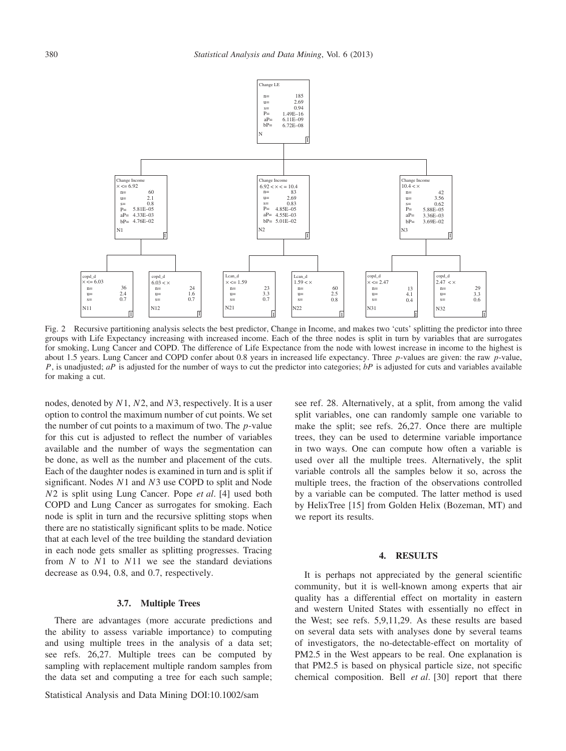Change LE

n= 185
u= 2.69
s= 0.94
P= 1.49E–16
aP= 6.11E–09
bP= 6.72E–08

N

Change Income $x <= 6.92$
n= 60, u= 2.1, s= 0.8, P= 5.81E–05, aP= 4.33E–03, bP= 4.76E–02
N1

Change Income $6.92 < x <= 10.4$
n= 83, u= 2.69, s= 0.83, P= 4.85E–05, aP= 4.55E–03, bP= 5.01E–02
N2

Change Income $10.4 < x$
n= 42, u= 3.56, s= 0.62, P= 5.88E–05, aP= 3.36E–03, bP= 3.69E–02
N3

copd_d $x <= 6.03$: n= 36, u= 2.4, s= 0.7 — N11

copd_d $6.03 < x$: n= 24, u= 1.6, s= 0.7 — N12

Lcan_d $x <= 1.59$: n= 23, u= 3.3, s= 0.7 — N21

Lcan_d $1.59 < x$: n= 60, u= 2.5, s= 0.8 — N22

copd_d $x <= 2.47$: n= 13, u= 4.1, s= 0.4 — N31

copd_d $2.47 < x$: n= 29, u= 3.3, s= 0.6 — N32

Fig. 2 Recursive partitioning analysis selects the best predictor, Change in Income, and makes two 'cuts' splitting the predictor into three groups with Life Expectancy increasing with increased income. Each of the three nodes is split in turn by variables that are surrogates for smoking, Lung Cancer and COPD. The difference of Life Expectance from the node with lowest increase in income to the highest is about 1.5 years. Lung Cancer and COPD confer about 0.8 years in increased life expectancy. Three $p$-values are given: the raw $p$-value, $P$, is unadjusted; $aP$ is adjusted for the number of ways to cut the predictor into categories; $bP$ is adjusted for cuts and variables available for making a cut.

nodes, denoted by $N1$, $N2$, and $N3$, respectively. It is a user option to control the maximum number of cut points. We set the number of cut points to a maximum of two. The $p$-value for this cut is adjusted to reflect the number of variables available and the number of ways the segmentation can be done, as well as the number and placement of the cuts. Each of the daughter nodes is examined in turn and is split if significant. Nodes $N1$ and $N3$ use COPD to split and Node $N2$ is split using Lung Cancer. Pope *et al*. [4] used both COPD and Lung Cancer as surrogates for smoking. Each node is split in turn and the recursive splitting stops when there are no statistically significant splits to be made. Notice that at each level of the tree building the standard deviation in each node gets smaller as splitting progresses. Tracing from $N$ to $N1$ to $N11$ we see the standard deviations decrease as 0.94, 0.8, and 0.7, respectively.

### 3.7. Multiple Trees

There are advantages (more accurate predictions and the ability to assess variable importance) to computing and using multiple trees in the analysis of a data set; see refs. 26,27. Multiple trees can be computed by sampling with replacement multiple random samples from the data set and computing a tree for each such sample; see ref. 28. Alternatively, at a split, from among the valid split variables, one can randomly sample one variable to make the split; see refs. 26,27. Once there are multiple trees, they can be used to determine variable importance in two ways. One can compute how often a variable is used over all the multiple trees. Alternatively, the split variable controls all the samples below it so, across the multiple trees, the fraction of the observations controlled by a variable can be computed. The latter method is used by HelixTree [15] from Golden Helix (Bozeman, MT) and we report its results.

## 4. RESULTS

It is perhaps not appreciated by the general scientific community, but it is well-known among experts that air quality has a differential effect on mortality in eastern and western United States with essentially no effect in the West; see refs. 5,9,11,29. As these results are based on several data sets with analyses done by several teams of investigators, the no-detectable-effect on mortality of PM2.5 in the West appears to be real. One explanation is that PM2.5 is based on physical particle size, not specific chemical composition. Bell *et al*. [30] report that there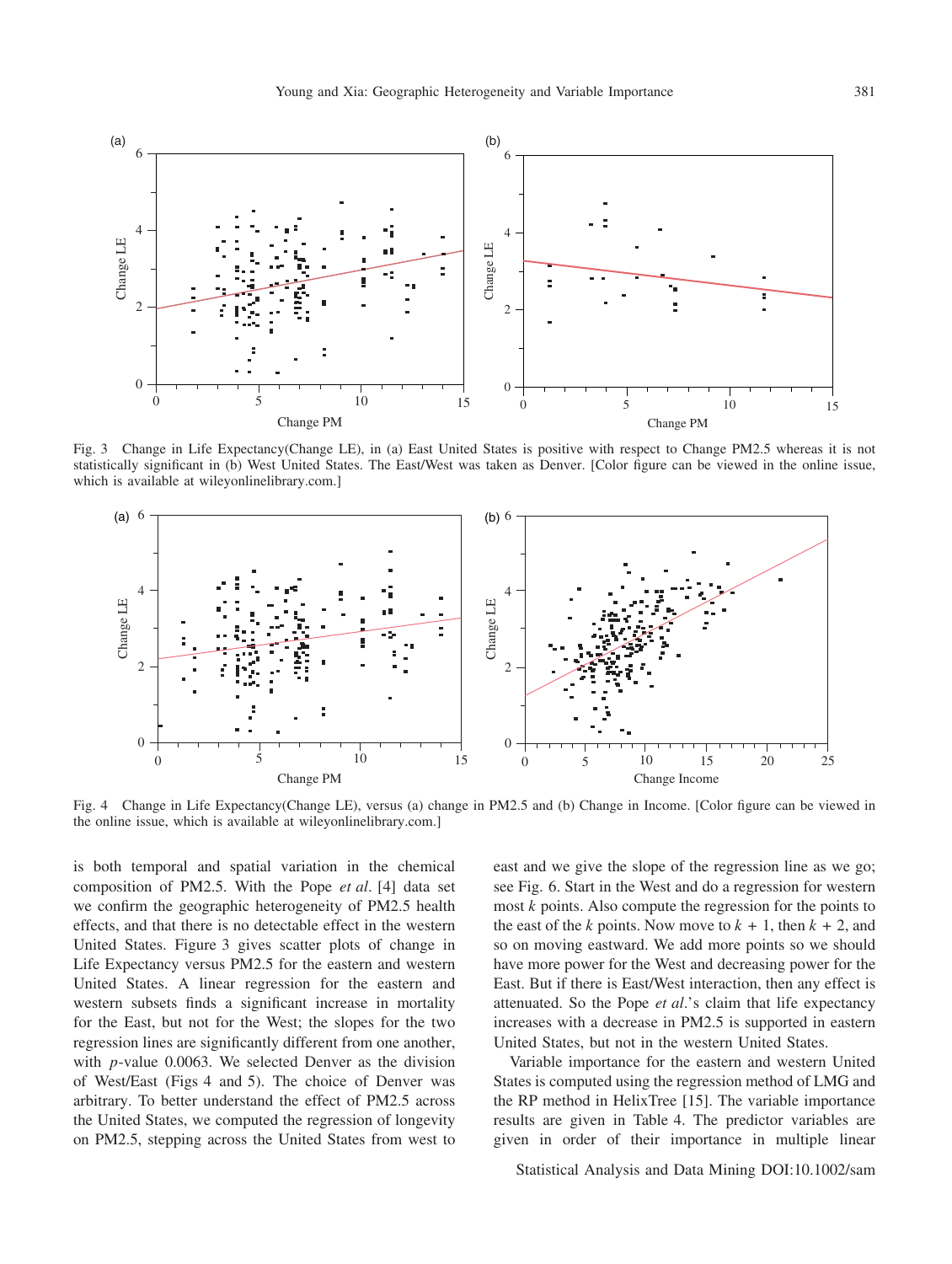Fig. 3 Change in Life Expectancy(Change LE), in (a) East United States is positive with respect to Change PM2.5 whereas it is not statistically significant in (b) West United States. The East/West was taken as Denver. [Color figure can be viewed in the online issue, which is available at wileyonlinelibrary.com.]

Fig. 4 Change in Life Expectancy(Change LE), versus (a) change in PM2.5 and (b) Change in Income. [Color figure can be viewed in the online issue, which is available at wileyonlinelibrary.com.]

is both temporal and spatial variation in the chemical composition of PM2.5. With the Pope *et al*. [4] data set we confirm the geographic heterogeneity of PM2.5 health effects, and that there is no detectable effect in the western United States. Figure 3 gives scatter plots of change in Life Expectancy versus PM2.5 for the eastern and western United States. A linear regression for the eastern and western subsets finds a significant increase in mortality for the East, but not for the West; the slopes for the two regression lines are significantly different from one another, with $p$-value 0.0063. We selected Denver as the division of West/East (Figs 4 and 5). The choice of Denver was arbitrary. To better understand the effect of PM2.5 across the United States, we computed the regression of longevity on PM2.5, stepping across the United States from west to east and we give the slope of the regression line as we go; see Fig. 6. Start in the West and do a regression for western most $k$ points. Also compute the regression for the points to the east of the $k$ points. Now move to $k + 1$, then $k + 2$, and so on moving eastward. We add more points so we should have more power for the West and decreasing power for the East. But if there is East/West interaction, then any effect is attenuated. So the Pope *et al*.'s claim that life expectancy increases with a decrease in PM2.5 is supported in eastern United States, but not in the western United States.

Variable importance for the eastern and western United States is computed using the regression method of LMG and the RP method in HelixTree [15]. The variable importance results are given in Table 4. The predictor variables are given in order of their importance in multiple linear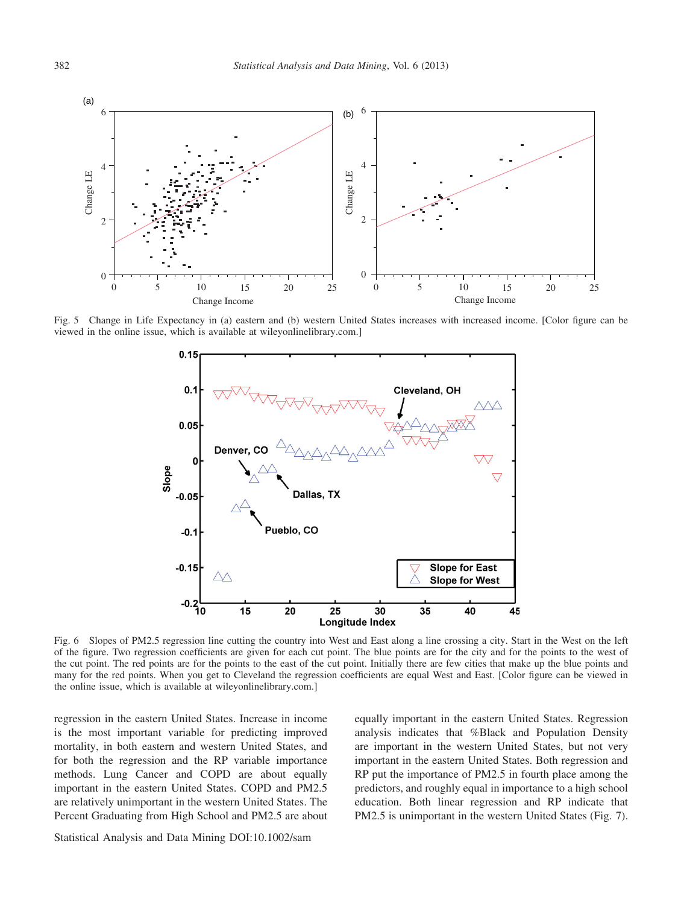Fig. 5 Change in Life Expectancy in (a) eastern and (b) western United States increases with increased income. [Color figure can be viewed in the online issue, which is available at wileyonlinelibrary.com.]

Fig. 6 Slopes of PM2.5 regression line cutting the country into West and East along a line crossing a city. Start in the West on the left of the figure. Two regression coefficients are given for each cut point. The blue points are for the city and for the points to the west of the cut point. The red points are for the points to the east of the cut point. Initially there are few cities that make up the blue points and many for the red points. When you get to Cleveland the regression coefficients are equal West and East. [Color figure can be viewed in the online issue, which is available at wileyonlinelibrary.com.]

regression in the eastern United States. Increase in income is the most important variable for predicting improved mortality, in both eastern and western United States, and for both the regression and the RP variable importance methods. Lung Cancer and COPD are about equally important in the eastern United States. COPD and PM2.5 are relatively unimportant in the western United States. The Percent Graduating from High School and PM2.5 are about equally important in the eastern United States. Regression analysis indicates that %Black and Population Density are important in the western United States, but not very important in the eastern United States. Both regression and RP put the importance of PM2.5 in fourth place among the predictors, and roughly equal in importance to a high school education. Both linear regression and RP indicate that PM2.5 is unimportant in the western United States (Fig. 7).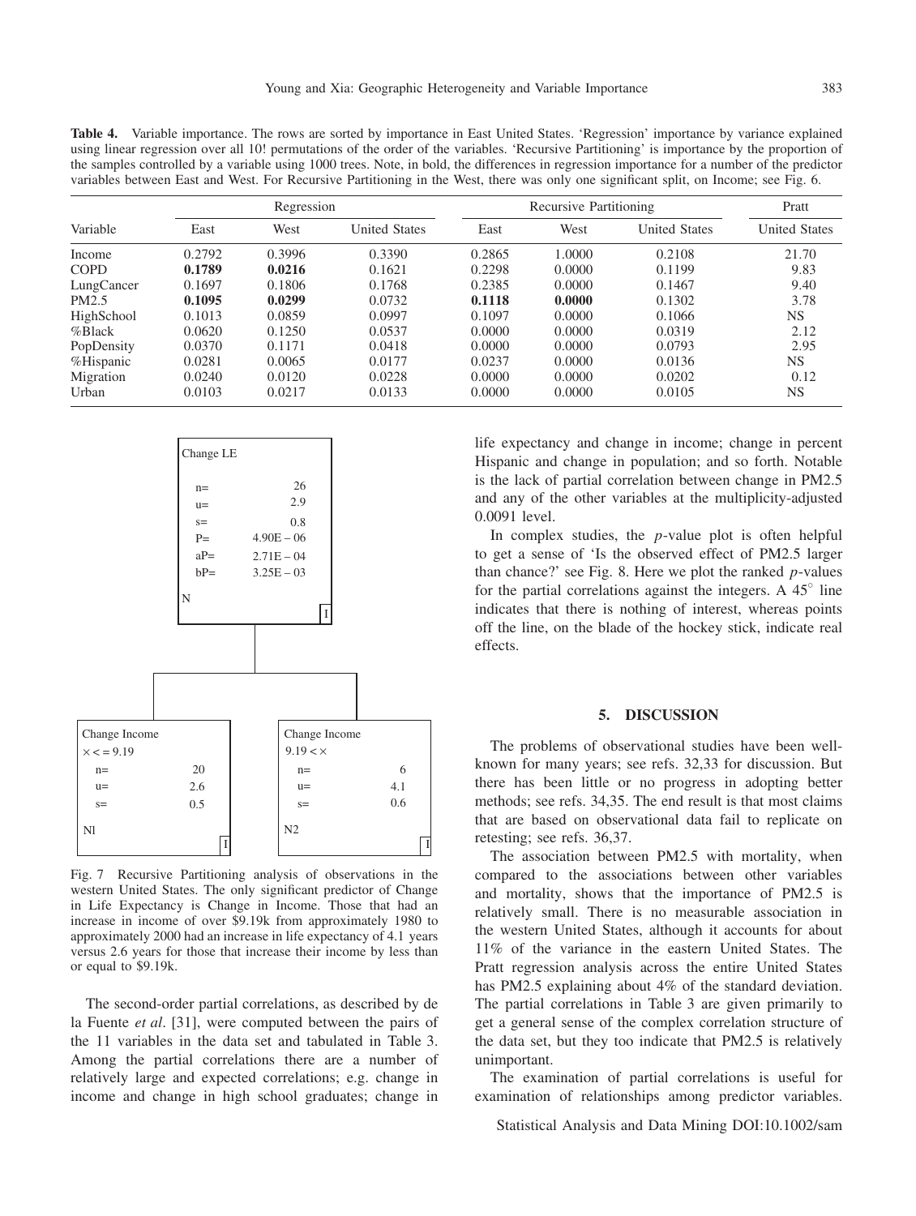**Table 4.** Variable importance. The rows are sorted by importance in East United States. 'Regression' importance by variance explained using linear regression over all 10! permutations of the order of the variables. 'Recursive Partitioning' is importance by the proportion of the samples controlled by a variable using 1000 trees. Note, in bold, the differences in regression importance for a number of the predictor variables between East and West. For Recursive Partitioning in the West, there was only one significant split, on Income; see Fig. 6.

| Variable | Regression | | | Recursive Partitioning | | | Pratt |
|---|---|---|---|---|---|---|---|
| | East | West | United States | East | West | United States | United States |
| Income | 0.2792 | 0.3996 | 0.3390 | 0.2865 | 1.0000 | 0.2108 | 21.70 |
| COPD | **0.1789** | **0.0216** | 0.1621 | 0.2298 | 0.0000 | 0.1199 | 9.83 |
| LungCancer | 0.1697 | 0.1806 | 0.1768 | 0.2385 | 0.0000 | 0.1467 | 9.40 |
| PM2.5 | **0.1095** | **0.0299** | 0.0732 | **0.1118** | **0.0000** | 0.1302 | 3.78 |
| HighSchool | 0.1013 | 0.0859 | 0.0997 | 0.1097 | 0.0000 | 0.1066 | NS |
| %Black | 0.0620 | 0.1250 | 0.0537 | 0.0000 | 0.0000 | 0.0319 | 2.12 |
| PopDensity | 0.0370 | 0.1171 | 0.0418 | 0.0000 | 0.0000 | 0.0793 | 2.95 |
| %Hispanic | 0.0281 | 0.0065 | 0.0177 | 0.0237 | 0.0000 | 0.0136 | NS |
| Migration | 0.0240 | 0.0120 | 0.0228 | 0.0000 | 0.0000 | 0.0202 | 0.12 |
| Urban | 0.0103 | 0.0217 | 0.0133 | 0.0000 | 0.0000 | 0.0105 | NS |

Fig. 7 Recursive Partitioning analysis of observations in the western United States. The only significant predictor of Change in Life Expectancy is Change in Income. Those that had an increase in income of over \$9.19k from approximately 1980 to approximately 2000 had an increase in life expectancy of 4.1 years versus 2.6 years for those that increase their income by less than or equal to \$9.19k.

The second-order partial correlations, as described by de la Fuente *et al*. [31], were computed between the pairs of the 11 variables in the data set and tabulated in Table 3. Among the partial correlations there are a number of relatively large and expected correlations; e.g. change in income and change in high school graduates; change in life expectancy and change in income; change in percent Hispanic and change in population; and so forth. Notable is the lack of partial correlation between change in PM2.5 and any of the other variables at the multiplicity-adjusted 0.0091 level.

In complex studies, the *p*-value plot is often helpful to get a sense of 'Is the observed effect of PM2.5 larger than chance?' see Fig. 8. Here we plot the ranked *p*-values for the partial correlations against the integers. A $45^{\circ}$ line indicates that there is nothing of interest, whereas points off the line, on the blade of the hockey stick, indicate real effects.

## 5. DISCUSSION

The problems of observational studies have been well-known for many years; see refs. 32,33 for discussion. But there has been little or no progress in adopting better methods; see refs. 34,35. The end result is that most claims that are based on observational data fail to replicate on retesting; see refs. 36,37.

The association between PM2.5 with mortality, when compared to the associations between other variables and mortality, shows that the importance of PM2.5 is relatively small. There is no measurable association in the western United States, although it accounts for about 11% of the variance in the eastern United States. The Pratt regression analysis across the entire United States has PM2.5 explaining about 4% of the standard deviation. The partial correlations in Table 3 are given primarily to get a general sense of the complex correlation structure of the data set, but they too indicate that PM2.5 is relatively unimportant.

The examination of partial correlations is useful for examination of relationships among predictor variables.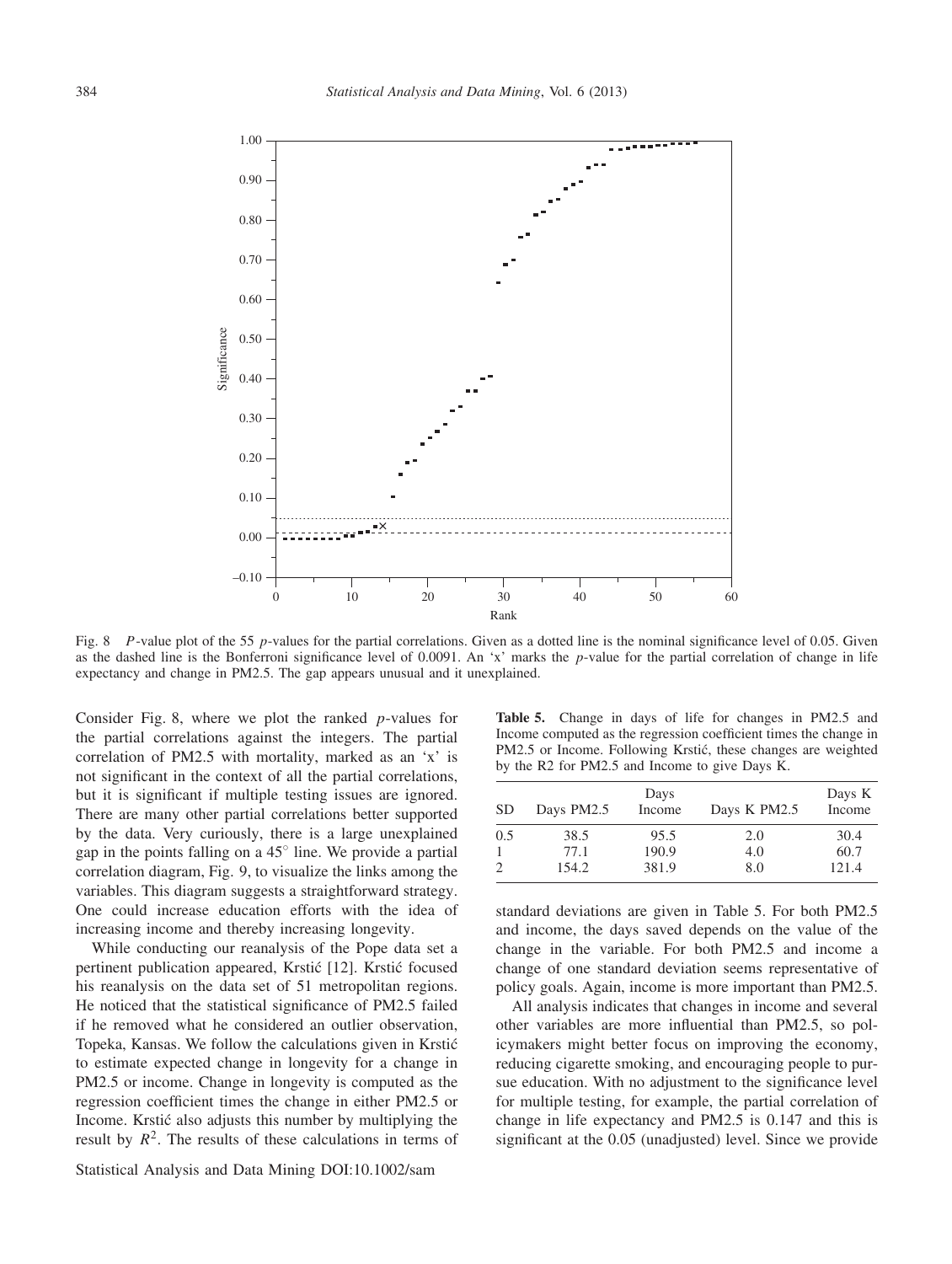Fig. 8 *P*-value plot of the 55 *p*-values for the partial correlations. Given as a dotted line is the nominal significance level of 0.05. Given as the dashed line is the Bonferroni significance level of 0.0091. An 'x' marks the *p*-value for the partial correlation of change in life expectancy and change in PM2.5. The gap appears unusual and it unexplained.

Consider Fig. 8, where we plot the ranked *p*-values for the partial correlations against the integers. The partial correlation of PM2.5 with mortality, marked as an 'x' is not significant in the context of all the partial correlations, but it is significant if multiple testing issues are ignored. There are many other partial correlations better supported by the data. Very curiously, there is a large unexplained gap in the points falling on a 45° line. We provide a partial correlation diagram, Fig. 9, to visualize the links among the variables. This diagram suggests a straightforward strategy. One could increase education efforts with the idea of increasing income and thereby increasing longevity.

While conducting our reanalysis of the Pope data set a pertinent publication appeared, Krstić [12]. Krstić focused his reanalysis on the data set of 51 metropolitan regions. He noticed that the statistical significance of PM2.5 failed if he removed what he considered an outlier observation, Topeka, Kansas. We follow the calculations given in Krstić to estimate expected change in longevity for a change in PM2.5 or income. Change in longevity is computed as the regression coefficient times the change in either PM2.5 or Income. Krstić also adjusts this number by multiplying the result by $R^2$. The results of these calculations in terms of standard deviations are given in Table 5. For both PM2.5 and income, the days saved depends on the value of the change in the variable. For both PM2.5 and income a change of one standard deviation seems representative of policy goals. Again, income is more important than PM2.5.

**Table 5.** Change in days of life for changes in PM2.5 and Income computed as the regression coefficient times the change in PM2.5 or Income. Following Krstić, these changes are weighted by the R2 for PM2.5 and Income to give Days K.

| SD | Days PM2.5 | Days Income | Days K PM2.5 | Days K Income |
|---|---|---|---|---|
| 0.5 | 38.5 | 95.5 | 2.0 | 30.4 |
| 1 | 77.1 | 190.9 | 4.0 | 60.7 |
| 2 | 154.2 | 381.9 | 8.0 | 121.4 |

All analysis indicates that changes in income and several other variables are more influential than PM2.5, so policymakers might better focus on improving the economy, reducing cigarette smoking, and encouraging people to pursue education. With no adjustment to the significance level for multiple testing, for example, the partial correlation of change in life expectancy and PM2.5 is 0.147 and this is significant at the 0.05 (unadjusted) level. Since we provide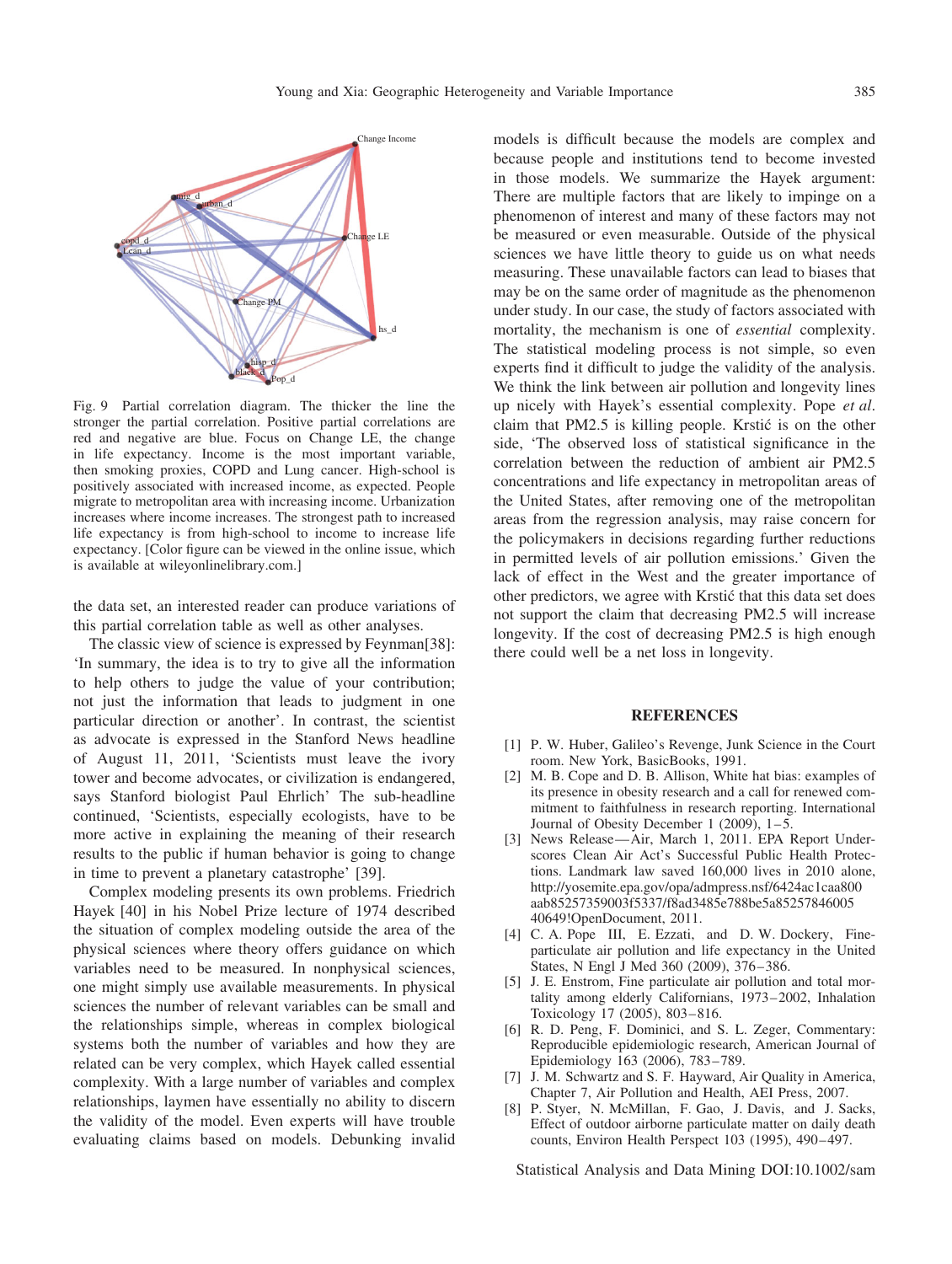Fig. 9 Partial correlation diagram. The thicker the line the stronger the partial correlation. Positive partial correlations are red and negative are blue. Focus on Change LE, the change in life expectancy. Income is the most important variable, then smoking proxies, COPD and Lung cancer. High-school is positively associated with increased income, as expected. People migrate to metropolitan area with increasing income. Urbanization increases where income increases. The strongest path to increased life expectancy is from high-school to income to increase life expectancy. [Color figure can be viewed in the online issue, which is available at wileyonlinelibrary.com.]

the data set, an interested reader can produce variations of this partial correlation table as well as other analyses.

The classic view of science is expressed by Feynman[38]: 'In summary, the idea is to try to give all the information to help others to judge the value of your contribution; not just the information that leads to judgment in one particular direction or another'. In contrast, the scientist as advocate is expressed in the Stanford News headline of August 11, 2011, 'Scientists must leave the ivory tower and become advocates, or civilization is endangered, says Stanford biologist Paul Ehrlich' The sub-headline continued, 'Scientists, especially ecologists, have to be more active in explaining the meaning of their research results to the public if human behavior is going to change in time to prevent a planetary catastrophe' [39].

Complex modeling presents its own problems. Friedrich Hayek [40] in his Nobel Prize lecture of 1974 described the situation of complex modeling outside the area of the physical sciences where theory offers guidance on which variables need to be measured. In nonphysical sciences, one might simply use available measurements. In physical sciences the number of relevant variables can be small and the relationships simple, whereas in complex biological systems both the number of variables and how they are related can be very complex, which Hayek called essential complexity. With a large number of variables and complex relationships, laymen have essentially no ability to discern the validity of the model. Even experts will have trouble evaluating claims based on models. Debunking invalid models is difficult because the models are complex and because people and institutions tend to become invested in those models. We summarize the Hayek argument: There are multiple factors that are likely to impinge on a phenomenon of interest and many of these factors may not be measured or even measurable. Outside of the physical sciences we have little theory to guide us on what needs measuring. These unavailable factors can lead to biases that may be on the same order of magnitude as the phenomenon under study. In our case, the study of factors associated with mortality, the mechanism is one of *essential* complexity. The statistical modeling process is not simple, so even experts find it difficult to judge the validity of the analysis. We think the link between air pollution and longevity lines up nicely with Hayek's essential complexity. Pope *et al*. claim that PM2.5 is killing people. Krstić is on the other side, 'The observed loss of statistical significance in the correlation between the reduction of ambient air PM2.5 concentrations and life expectancy in metropolitan areas of the United States, after removing one of the metropolitan areas from the regression analysis, may raise concern for the policymakers in decisions regarding further reductions in permitted levels of air pollution emissions.' Given the lack of effect in the West and the greater importance of other predictors, we agree with Krstić that this data set does not support the claim that decreasing PM2.5 will increase longevity. If the cost of decreasing PM2.5 is high enough there could well be a net loss in longevity.

## REFERENCES

[1] P. W. Huber, Galileo's Revenge, Junk Science in the Court room. New York, BasicBooks, 1991.

[2] M. B. Cope and D. B. Allison, White hat bias: examples of its presence in obesity research and a call for renewed commitment to faithfulness in research reporting. International Journal of Obesity December 1 (2009), 1–5.

[3] News Release—Air, March 1, 2011. EPA Report Underscores Clean Air Act's Successful Public Health Protections. Landmark law saved 160,000 lives in 2010 alone, http://yosemite.epa.gov/opa/admpress.nsf/6424ac1caa800aab85257359003f5337/f8ad3485e788be5a85257846005 40649!OpenDocument, 2011.

[4] C. A. Pope III, E. Ezzati, and D. W. Dockery, Fine-particulate air pollution and life expectancy in the United States, N Engl J Med 360 (2009), 376–386.

[5] J. E. Enstrom, Fine particulate air pollution and total mortality among elderly Californians, 1973–2002, Inhalation Toxicology 17 (2005), 803–816.

[6] R. D. Peng, F. Dominici, and S. L. Zeger, Commentary: Reproducible epidemiologic research, American Journal of Epidemiology 163 (2006), 783–789.

[7] J. M. Schwartz and S. F. Hayward, Air Quality in America, Chapter 7, Air Pollution and Health, AEI Press, 2007.

[8] P. Styer, N. McMillan, F. Gao, J. Davis, and J. Sacks, Effect of outdoor airborne particulate matter on daily death counts, Environ Health Perspect 103 (1995), 490–497.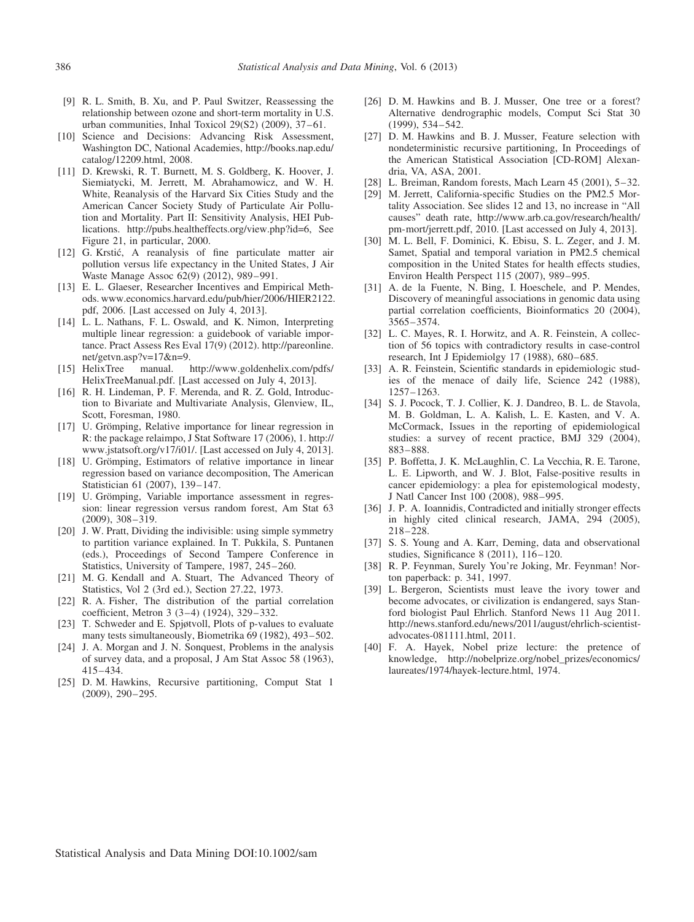[9] R. L. Smith, B. Xu, and P. Paul Switzer, Reassessing the relationship between ozone and short-term mortality in U.S. urban communities, Inhal Toxicol 29(S2) (2009), 37–61.

[10] Science and Decisions: Advancing Risk Assessment, Washington DC, National Academies, http://books.nap.edu/catalog/12209.html, 2008.

[11] D. Krewski, R. T. Burnett, M. S. Goldberg, K. Hoover, J. Siemiatycki, M. Jerrett, M. Abrahamowicz, and W. H. White, Reanalysis of the Harvard Six Cities Study and the American Cancer Society Study of Particulate Air Pollution and Mortality. Part II: Sensitivity Analysis, HEI Publications. http://pubs.healtheffects.org/view.php?id=6, See Figure 21, in particular, 2000.

[12] G. Krstić, A reanalysis of fine particulate matter air pollution versus life expectancy in the United States, J Air Waste Manage Assoc 62(9) (2012), 989–991.

[13] E. L. Glaeser, Researcher Incentives and Empirical Methods. www.economics.harvard.edu/pub/hier/2006/HIER2122.pdf, 2006. [Last accessed on July 4, 2013].

[14] L. L. Nathans, F. L. Oswald, and K. Nimon, Interpreting multiple linear regression: a guidebook of variable importance. Pract Assess Res Eval 17(9) (2012). http://pareonline.net/getvn.asp?v=17&n=9.

[15] HelixTree manual. http://www.goldenhelix.com/pdfs/HelixTreeManual.pdf. [Last accessed on July 4, 2013].

[16] R. H. Lindeman, P. F. Merenda, and R. Z. Gold, Introduction to Bivariate and Multivariate Analysis, Glenview, IL, Scott, Foresman, 1980.

[17] U. Grömping, Relative importance for linear regression in R: the package relaimpo, J Stat Software 17 (2006), 1. http://www.jstatsoft.org/v17/i01/. [Last accessed on July 4, 2013].

[18] U. Grömping, Estimators of relative importance in linear regression based on variance decomposition, The American Statistician 61 (2007), 139–147.

[19] U. Grömping, Variable importance assessment in regression: linear regression versus random forest, Am Stat 63 (2009), 308–319.

[20] J. W. Pratt, Dividing the indivisible: using simple symmetry to partition variance explained. In T. Pukkila, S. Puntanen (eds.), Proceedings of Second Tampere Conference in Statistics, University of Tampere, 1987, 245–260.

[21] M. G. Kendall and A. Stuart, The Advanced Theory of Statistics, Vol 2 (3rd ed.), Section 27.22, 1973.

[22] R. A. Fisher, The distribution of the partial correlation coefficient, Metron 3 (3–4) (1924), 329–332.

[23] T. Schweder and E. Spjøtvoll, Plots of p-values to evaluate many tests simultaneously, Biometrika 69 (1982), 493–502.

[24] J. A. Morgan and J. N. Sonquest, Problems in the analysis of survey data, and a proposal, J Am Stat Assoc 58 (1963), 415–434.

[25] D. M. Hawkins, Recursive partitioning, Comput Stat 1 (2009), 290–295.

[26] D. M. Hawkins and B. J. Musser, One tree or a forest? Alternative dendrographic models, Comput Sci Stat 30 (1999), 534–542.

[27] D. M. Hawkins and B. J. Musser, Feature selection with nondeterministic recursive partitioning, In Proceedings of the American Statistical Association [CD-ROM] Alexandria, VA, ASA, 2001.

[28] L. Breiman, Random forests, Mach Learn 45 (2001), 5–32.

[29] M. Jerrett, California-specific Studies on the PM2.5 Mortality Association. See slides 12 and 13, no increase in "All causes" death rate, http://www.arb.ca.gov/research/health/pm-mort/jerrett.pdf, 2010. [Last accessed on July 4, 2013].

[30] M. L. Bell, F. Dominici, K. Ebisu, S. L. Zeger, and J. M. Samet, Spatial and temporal variation in PM2.5 chemical composition in the United States for health effects studies, Environ Health Perspect 115 (2007), 989–995.

[31] A. de la Fuente, N. Bing, I. Hoeschele, and P. Mendes, Discovery of meaningful associations in genomic data using partial correlation coefficients, Bioinformatics 20 (2004), 3565–3574.

[32] L. C. Mayes, R. I. Horwitz, and A. R. Feinstein, A collection of 56 topics with contradictory results in case-control research, Int J Epidemiolgy 17 (1988), 680–685.

[33] A. R. Feinstein, Scientific standards in epidemiologic studies of the menace of daily life, Science 242 (1988), 1257–1263.

[34] S. J. Pocock, T. J. Collier, K. J. Dandreo, B. L. de Stavola, M. B. Goldman, L. A. Kalish, L. E. Kasten, and V. A. McCormack, Issues in the reporting of epidemiological studies: a survey of recent practice, BMJ 329 (2004), 883–888.

[35] P. Boffetta, J. K. McLaughlin, C. La Vecchia, R. E. Tarone, L. E. Lipworth, and W. J. Blot, False-positive results in cancer epidemiology: a plea for epistemological modesty, J Natl Cancer Inst 100 (2008), 988–995.

[36] J. P. A. Ioannidis, Contradicted and initially stronger effects in highly cited clinical research, JAMA, 294 (2005), 218–228.

[37] S. S. Young and A. Karr, Deming, data and observational studies, Significance 8 (2011), 116–120.

[38] R. P. Feynman, Surely You're Joking, Mr. Feynman! Norton paperback: p. 341, 1997.

[39] L. Bergeron, Scientists must leave the ivory tower and become advocates, or civilization is endangered, says Stanford biologist Paul Ehrlich. Stanford News 11 Aug 2011. http://news.stanford.edu/news/2011/august/ehrlich-scientist-advocates-081111.html, 2011.

[40] F. A. Hayek, Nobel prize lecture: the pretence of knowledge, http://nobelprize.org/nobel_prizes/economics/laureates/1974/hayek-lecture.html, 1974.